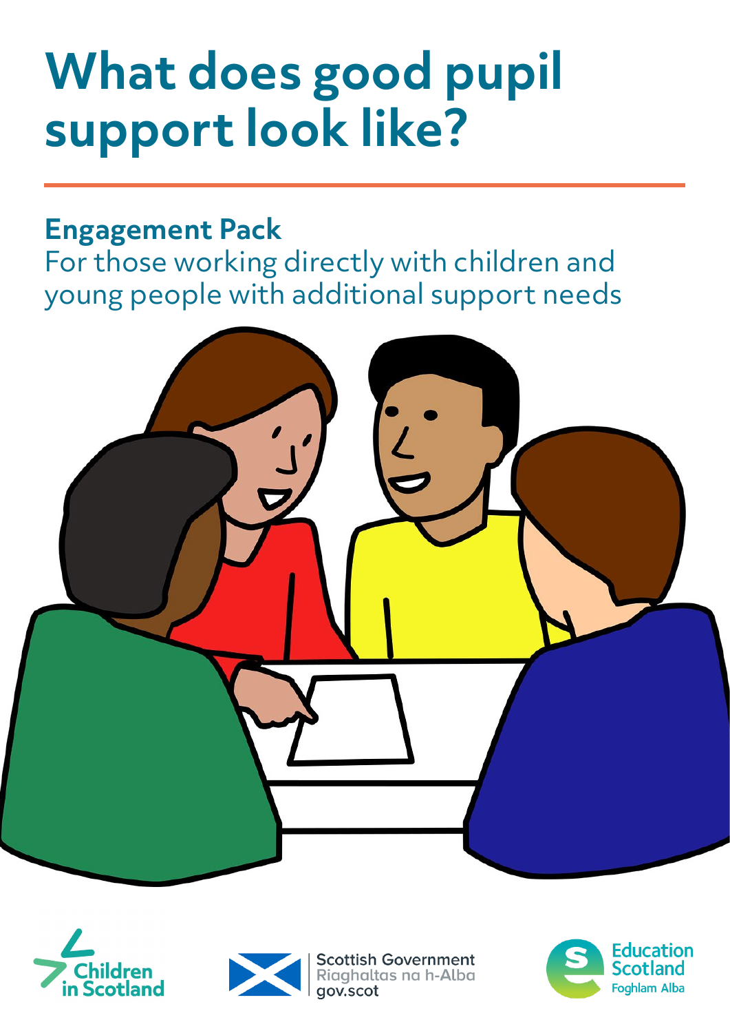# What does good pupil support look like?

## Engagement Pack

For those working directly with children and young people with additional support needs

Children in Scotland

Scottish Government
Riaghaltas na h-Alba
gov.scot

Education Scotland
Foghlam Alba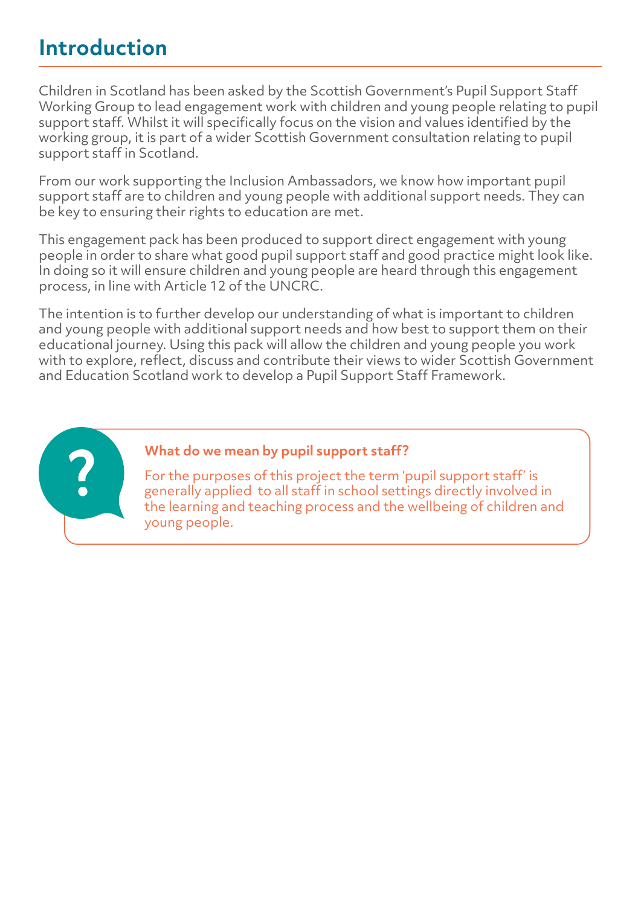# Introduction

Children in Scotland has been asked by the Scottish Government's Pupil Support Staff Working Group to lead engagement work with children and young people relating to pupil support staff. Whilst it will specifically focus on the vision and values identified by the working group, it is part of a wider Scottish Government consultation relating to pupil support staff in Scotland.

From our work supporting the Inclusion Ambassadors, we know how important pupil support staff are to children and young people with additional support needs. They can be key to ensuring their rights to education are met.

This engagement pack has been produced to support direct engagement with young people in order to share what good pupil support staff and good practice might look like. In doing so it will ensure children and young people are heard through this engagement process, in line with Article 12 of the UNCRC.

The intention is to further develop our understanding of what is important to children and young people with additional support needs and how best to support them on their educational journey. Using this pack will allow the children and young people you work with to explore, reflect, discuss and contribute their views to wider Scottish Government and Education Scotland work to develop a Pupil Support Staff Framework.

**What do we mean by pupil support staff?**

For the purposes of this project the term 'pupil support staff' is generally applied to all staff in school settings directly involved in the learning and teaching process and the wellbeing of children and young people.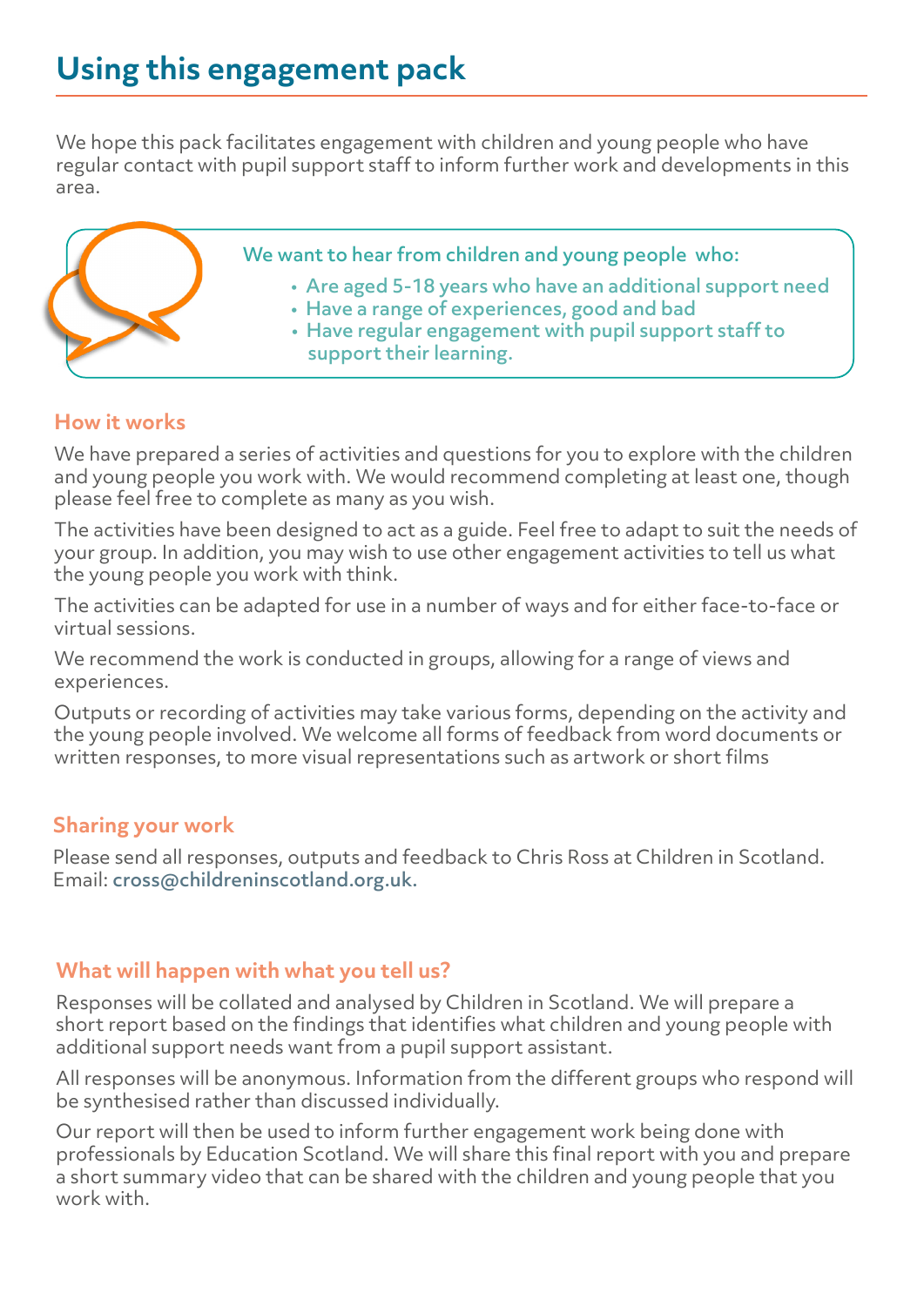# Using this engagement pack

We hope this pack facilitates engagement with children and young people who have regular contact with pupil support staff to inform further work and developments in this area.

We want to hear from children and young people who:

- Are aged 5-18 years who have an additional support need
- Have a range of experiences, good and bad
- Have regular engagement with pupil support staff to support their learning.

## How it works

We have prepared a series of activities and questions for you to explore with the children and young people you work with. We would recommend completing at least one, though please feel free to complete as many as you wish.

The activities have been designed to act as a guide. Feel free to adapt to suit the needs of your group. In addition, you may wish to use other engagement activities to tell us what the young people you work with think.

The activities can be adapted for use in a number of ways and for either face-to-face or virtual sessions.

We recommend the work is conducted in groups, allowing for a range of views and experiences.

Outputs or recording of activities may take various forms, depending on the activity and the young people involved. We welcome all forms of feedback from word documents or written responses, to more visual representations such as artwork or short films

## Sharing your work

Please send all responses, outputs and feedback to Chris Ross at Children in Scotland.
Email: cross@childreninscotland.org.uk.

## What will happen with what you tell us?

Responses will be collated and analysed by Children in Scotland. We will prepare a short report based on the findings that identifies what children and young people with additional support needs want from a pupil support assistant.

All responses will be anonymous. Information from the different groups who respond will be synthesised rather than discussed individually.

Our report will then be used to inform further engagement work being done with professionals by Education Scotland. We will share this final report with you and prepare a short summary video that can be shared with the children and young people that you work with.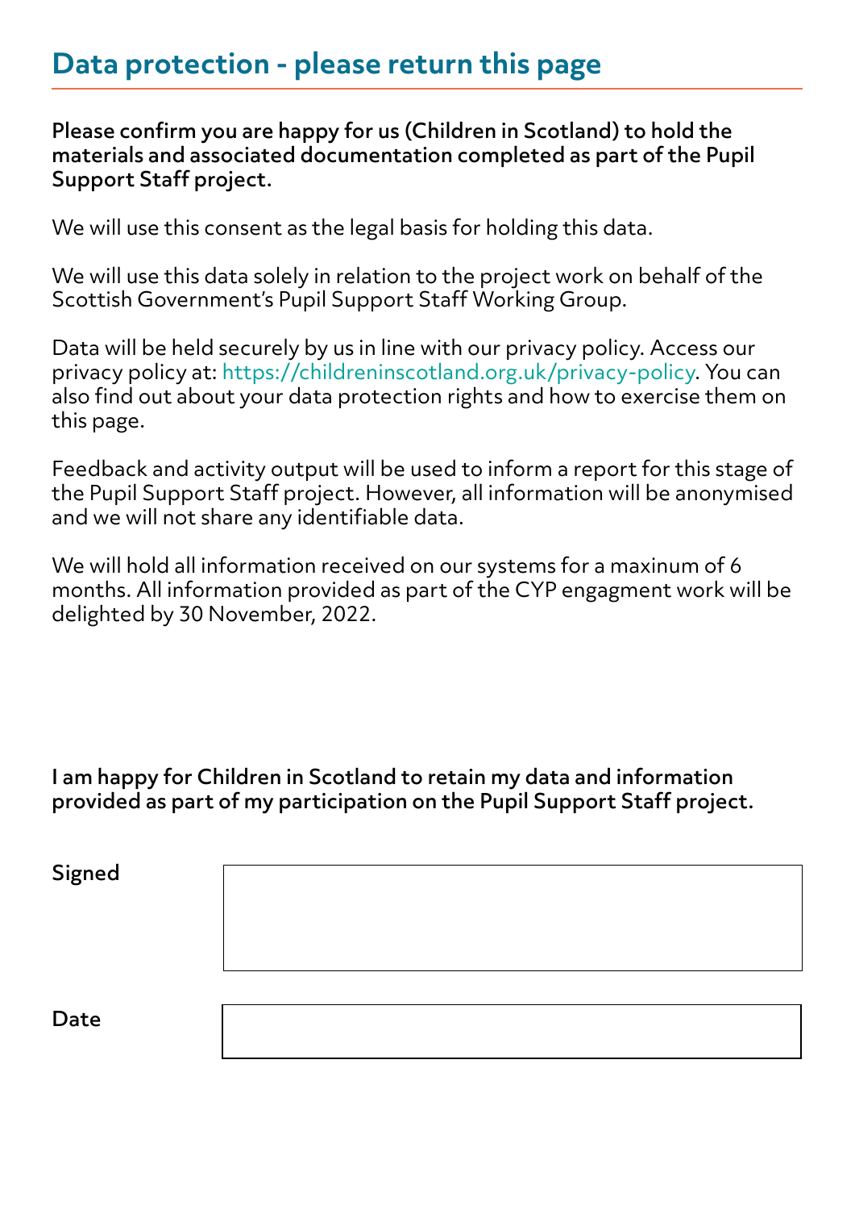## Data protection - please return this page

**Please confirm you are happy for us (Children in Scotland) to hold the materials and associated documentation completed as part of the Pupil Support Staff project.**

We will use this consent as the legal basis for holding this data.

We will use this data solely in relation to the project work on behalf of the Scottish Government's Pupil Support Staff Working Group.

Data will be held securely by us in line with our privacy policy. Access our privacy policy at: https://childreninscotland.org.uk/privacy-policy. You can also find out about your data protection rights and how to exercise them on this page.

Feedback and activity output will be used to inform a report for this stage of the Pupil Support Staff project. However, all information will be anonymised and we will not share any identifiable data.

We will hold all information received on our systems for a maxinum of 6 months. All information provided as part of the CYP engagment work will be delighted by 30 November, 2022.

**I am happy for Children in Scotland to retain my data and information provided as part of my participation on the Pupil Support Staff project.**

| | |
|---|---|
| **Signed** | |
| **Date** | |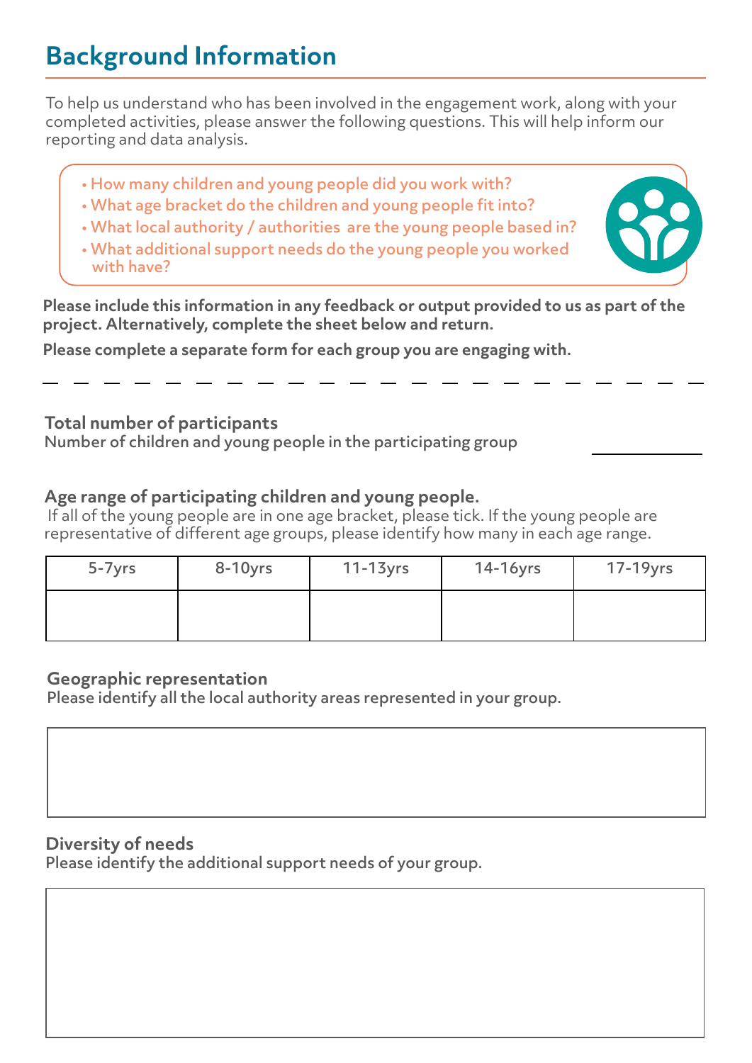# Background Information

To help us understand who has been involved in the engagement work, along with your completed activities, please answer the following questions. This will help inform our reporting and data analysis.

- How many children and young people did you work with?
- What age bracket do the children and young people fit into?
- What local authority / authorities are the young people based in?
- What additional support needs do the young people you worked with have?

**Please include this information in any feedback or output provided to us as part of the project. Alternatively, complete the sheet below and return.**

**Please complete a separate form for each group you are engaging with.**

---

### Total number of participants

Number of children and young people in the participating group \_\_\_\_\_\_\_\_\_\_

### Age range of participating children and young people.

If all of the young people are in one age bracket, please tick. If the young people are representative of different age groups, please identify how many in each age range.

| 5-7yrs | 8-10yrs | 11-13yrs | 14-16yrs | 17-19yrs |
|---|---|---|---|---|
| | | | | |

### Geographic representation

Please identify all the local authority areas represented in your group.

### Diversity of needs

Please identify the additional support needs of your group.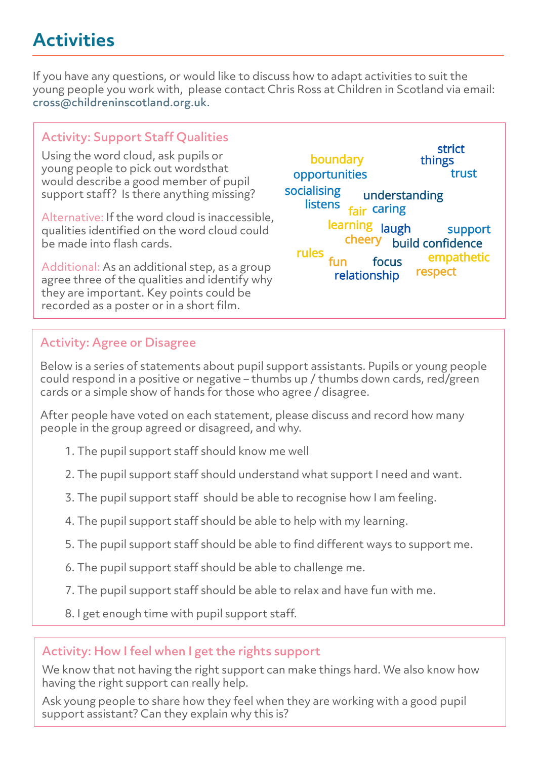# Activities

If you have any questions, or would like to discuss how to adapt activities to suit the young people you work with, please contact Chris Ross at Children in Scotland via email: cross@childreninscotland.org.uk.

## Activity: Support Staff Qualities

Using the word cloud, ask pupils or young people to pick out wordsthat would describe a good member of pupil support staff? Is there anything missing?

Alternative: If the word cloud is inaccessible, qualities identified on the word cloud could be made into flash cards.

Additional: As an additional step, as a group agree three of the qualities and identify why they are important. Key points could be recorded as a poster or in a short film.

boundary
strict things
trust
opportunities
socialising
understanding
listens
fair
caring
learning
laugh
support
cheery
build confidence
rules
fun
focus
empathetic
relationship
respect

## Activity: Agree or Disagree

Below is a series of statements about pupil support assistants. Pupils or young people could respond in a positive or negative – thumbs up / thumbs down cards, red/green cards or a simple show of hands for those who agree / disagree.

After people have voted on each statement, please discuss and record how many people in the group agreed or disagreed, and why.

1. The pupil support staff should know me well
2. The pupil support staff should understand what support I need and want.
3. The pupil support staff should be able to recognise how I am feeling.
4. The pupil support staff should be able to help with my learning.
5. The pupil support staff should be able to find different ways to support me.
6. The pupil support staff should be able to challenge me.
7. The pupil support staff should be able to relax and have fun with me.
8. I get enough time with pupil support staff.

## Activity: How I feel when I get the rights support

We know that not having the right support can make things hard. We also know how having the right support can really help.

Ask young people to share how they feel when they are working with a good pupil support assistant? Can they explain why this is?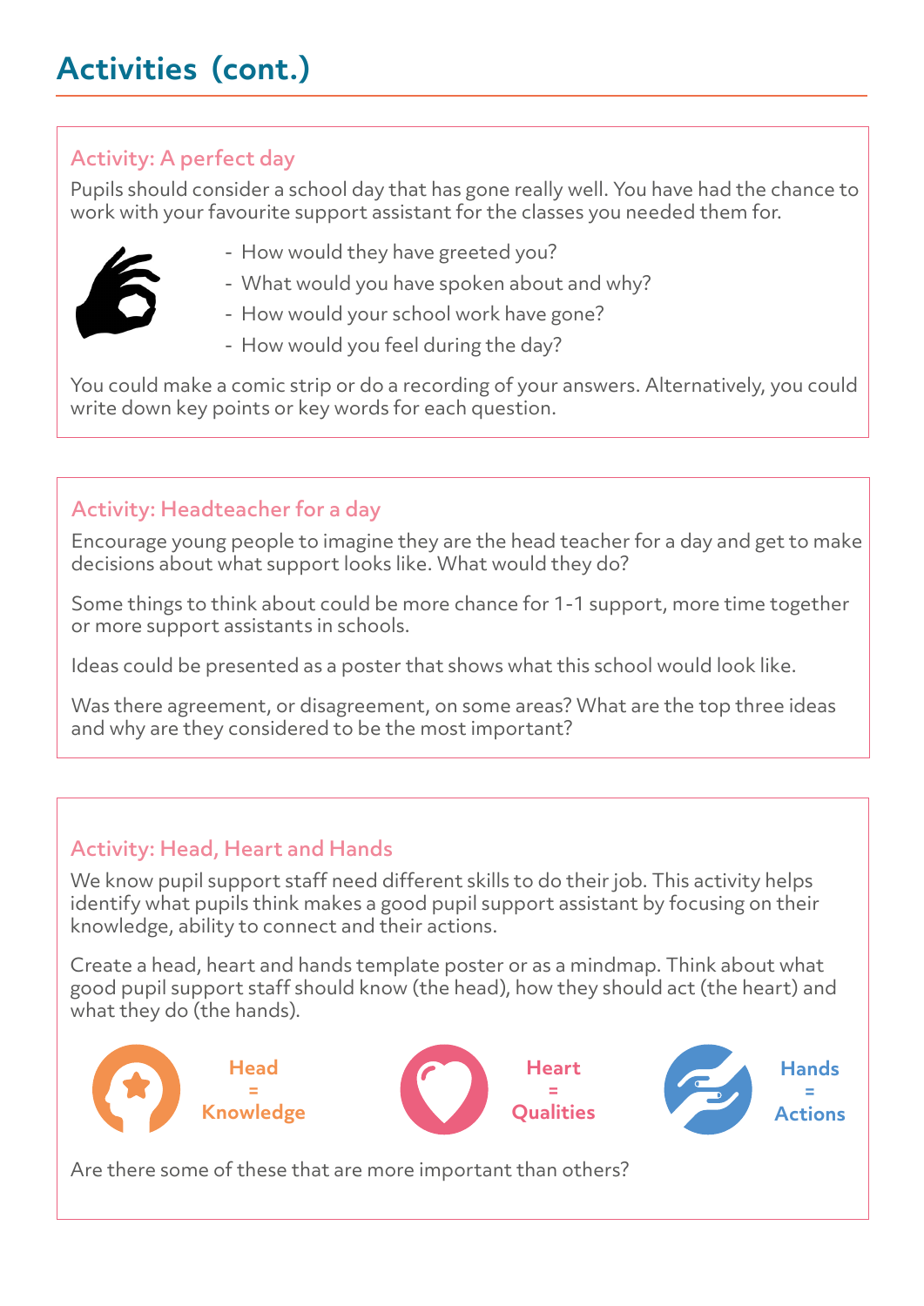# Activities (cont.)

## Activity: A perfect day

Pupils should consider a school day that has gone really well. You have had the chance to work with your favourite support assistant for the classes you needed them for.

- How would they have greeted you?
- What would you have spoken about and why?
- How would your school work have gone?
- How would you feel during the day?

You could make a comic strip or do a recording of your answers. Alternatively, you could write down key points or key words for each question.

## Activity: Headteacher for a day

Encourage young people to imagine they are the head teacher for a day and get to make decisions about what support looks like. What would they do?

Some things to think about could be more chance for 1-1 support, more time together or more support assistants in schools.

Ideas could be presented as a poster that shows what this school would look like.

Was there agreement, or disagreement, on some areas? What are the top three ideas and why are they considered to be the most important?

## Activity: Head, Heart and Hands

We know pupil support staff need different skills to do their job. This activity helps identify what pupils think makes a good pupil support assistant by focusing on their knowledge, ability to connect and their actions.

Create a head, heart and hands template poster or as a mindmap. Think about what good pupil support staff should know (the head), how they should act (the heart) and what they do (the hands).

**Head = Knowledge**

**Heart = Qualities**

**Hands = Actions**

Are there some of these that are more important than others?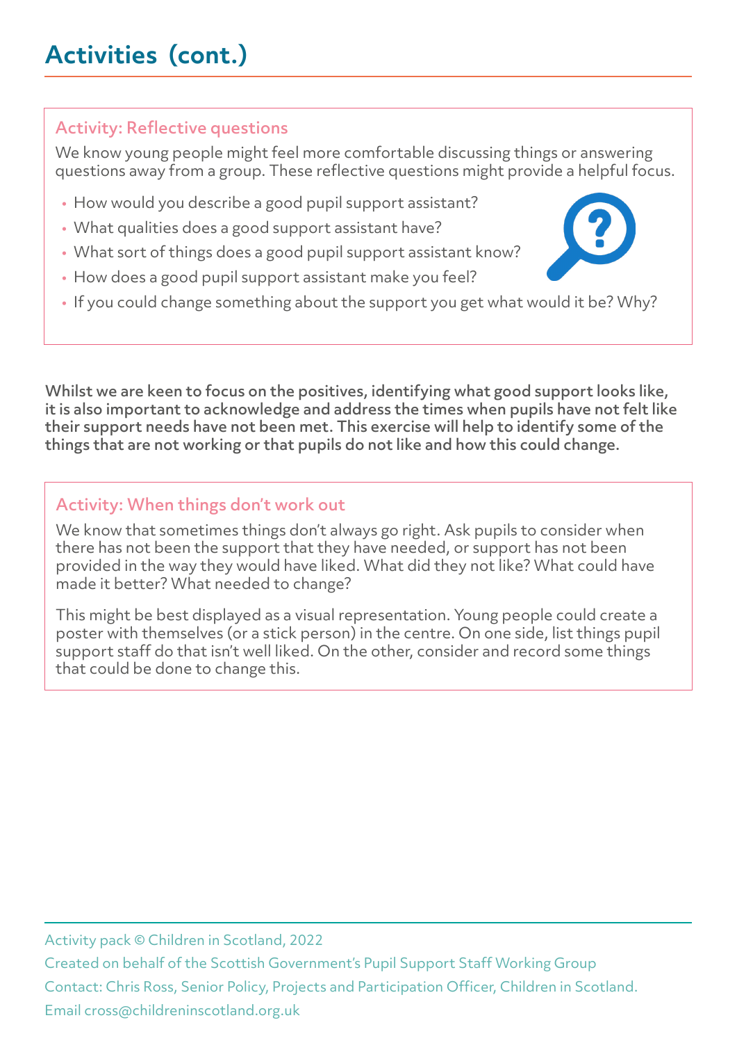# Activities (cont.)

### Activity: Reflective questions

We know young people might feel more comfortable discussing things or answering questions away from a group. These reflective questions might provide a helpful focus.

- How would you describe a good pupil support assistant?
- What qualities does a good support assistant have?
- What sort of things does a good pupil support assistant know?
- How does a good pupil support assistant make you feel?
- If you could change something about the support you get what would it be? Why?

**Whilst we are keen to focus on the positives, identifying what good support looks like, it is also important to acknowledge and address the times when pupils have not felt like their support needs have not been met. This exercise will help to identify some of the things that are not working or that pupils do not like and how this could change.**

### Activity: When things don't work out

We know that sometimes things don't always go right. Ask pupils to consider when there has not been the support that they have needed, or support has not been provided in the way they would have liked. What did they not like? What could have made it better? What needed to change?

This might be best displayed as a visual representation. Young people could create a poster with themselves (or a stick person) in the centre. On one side, list things pupil support staff do that isn't well liked. On the other, consider and record some things that could be done to change this.

Activity pack © Children in Scotland, 2022

Created on behalf of the Scottish Government's Pupil Support Staff Working Group

Contact: Chris Ross, Senior Policy, Projects and Participation Officer, Children in Scotland.

Email cross@childreninscotland.org.uk